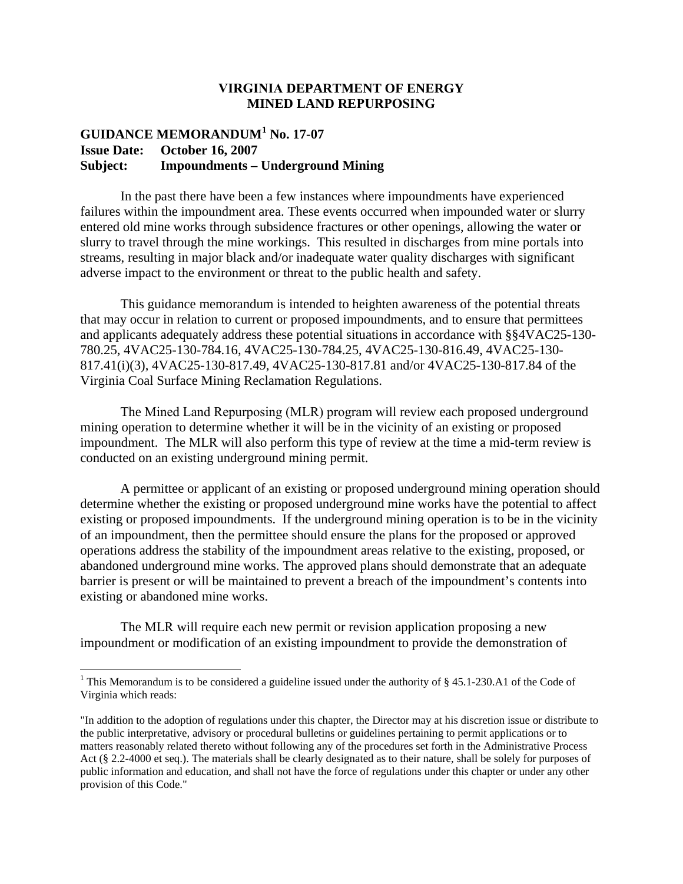**VIRGINIA DEPARTMENT OF ENERGY**
**MINED LAND REPURPOSING**

**GUIDANCE MEMORANDUM[1] No. 17-07**
**Issue Date: October 16, 2007**
**Subject: Impoundments – Underground Mining**

In the past there have been a few instances where impoundments have experienced failures within the impoundment area. These events occurred when impounded water or slurry entered old mine works through subsidence fractures or other openings, allowing the water or slurry to travel through the mine workings. This resulted in discharges from mine portals into streams, resulting in major black and/or inadequate water quality discharges with significant adverse impact to the environment or threat to the public health and safety.

This guidance memorandum is intended to heighten awareness of the potential threats that may occur in relation to current or proposed impoundments, and to ensure that permittees and applicants adequately address these potential situations in accordance with §§4VAC25-130-780.25, 4VAC25-130-784.16, 4VAC25-130-784.25, 4VAC25-130-816.49, 4VAC25-130-817.41(i)(3), 4VAC25-130-817.49, 4VAC25-130-817.81 and/or 4VAC25-130-817.84 of the Virginia Coal Surface Mining Reclamation Regulations.

The Mined Land Repurposing (MLR) program will review each proposed underground mining operation to determine whether it will be in the vicinity of an existing or proposed impoundment. The MLR will also perform this type of review at the time a mid-term review is conducted on an existing underground mining permit.

A permittee or applicant of an existing or proposed underground mining operation should determine whether the existing or proposed underground mine works have the potential to affect existing or proposed impoundments. If the underground mining operation is to be in the vicinity of an impoundment, then the permittee should ensure the plans for the proposed or approved operations address the stability of the impoundment areas relative to the existing, proposed, or abandoned underground mine works. The approved plans should demonstrate that an adequate barrier is present or will be maintained to prevent a breach of the impoundment's contents into existing or abandoned mine works.

The MLR will require each new permit or revision application proposing a new impoundment or modification of an existing impoundment to provide the demonstration of

---

[1] This Memorandum is to be considered a guideline issued under the authority of § 45.1-230.A1 of the Code of Virginia which reads:

"In addition to the adoption of regulations under this chapter, the Director may at his discretion issue or distribute to the public interpretative, advisory or procedural bulletins or guidelines pertaining to permit applications or to matters reasonably related thereto without following any of the procedures set forth in the Administrative Process Act (§ 2.2-4000 et seq.). The materials shall be clearly designated as to their nature, shall be solely for purposes of public information and education, and shall not have the force of regulations under this chapter or under any other provision of this Code."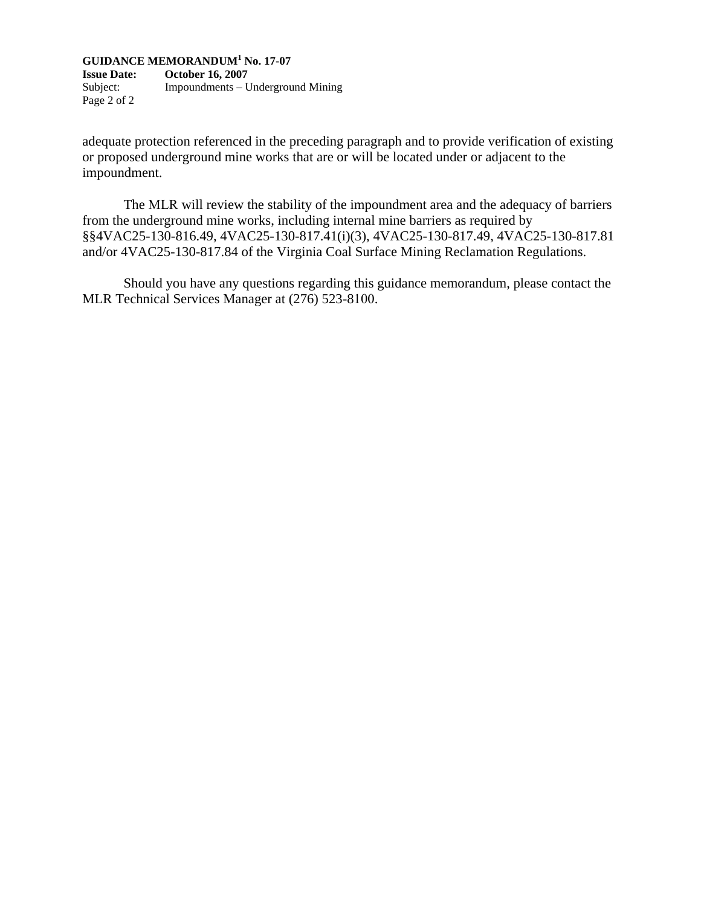adequate protection referenced in the preceding paragraph and to provide verification of existing or proposed underground mine works that are or will be located under or adjacent to the impoundment.

The MLR will review the stability of the impoundment area and the adequacy of barriers from the underground mine works, including internal mine barriers as required by §§4VAC25-130-816.49, 4VAC25-130-817.41(i)(3), 4VAC25-130-817.49, 4VAC25-130-817.81 and/or 4VAC25-130-817.84 of the Virginia Coal Surface Mining Reclamation Regulations.

Should you have any questions regarding this guidance memorandum, please contact the MLR Technical Services Manager at (276) 523-8100.